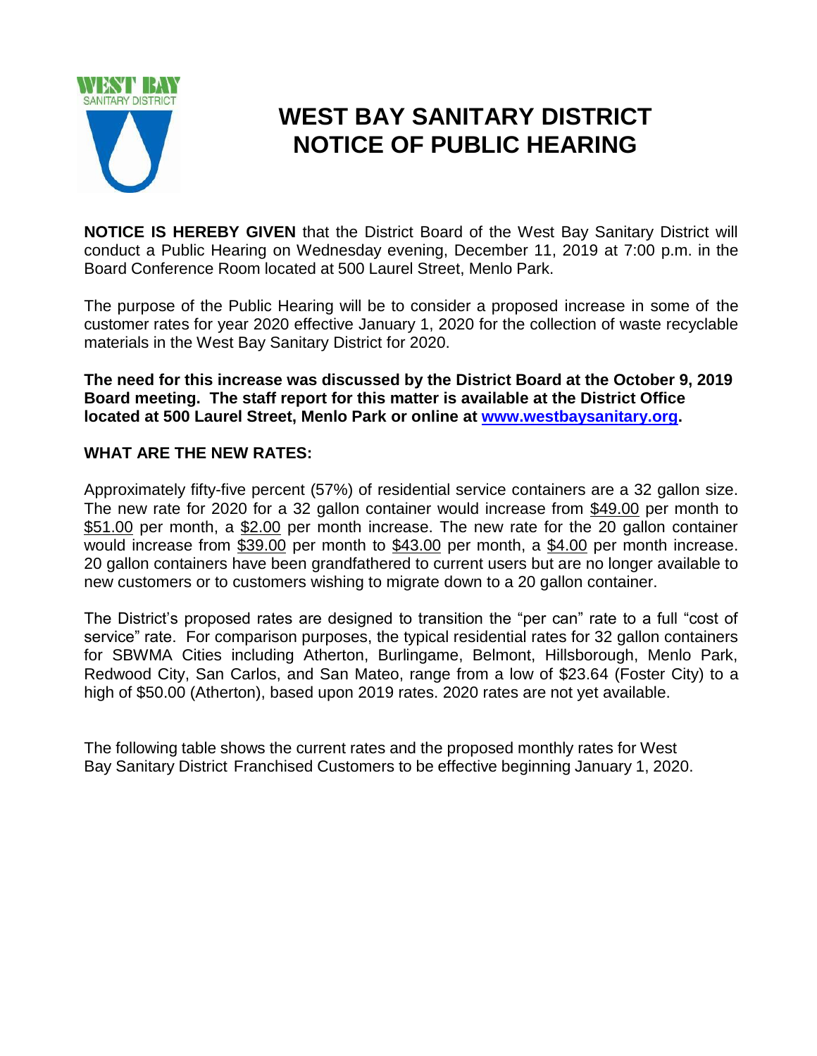# WEST BAY SANITARY DISTRICT NOTICE OF PUBLIC HEARING

**NOTICE IS HEREBY GIVEN** that the District Board of the West Bay Sanitary District will conduct a Public Hearing on Wednesday evening, December 11, 2019 at 7:00 p.m. in the Board Conference Room located at 500 Laurel Street, Menlo Park.

The purpose of the Public Hearing will be to consider a proposed increase in some of the customer rates for year 2020 effective January 1, 2020 for the collection of waste recyclable materials in the West Bay Sanitary District for 2020.

**The need for this increase was discussed by the District Board at the October 9, 2019 Board meeting. The staff report for this matter is available at the District Office located at 500 Laurel Street, Menlo Park or online at [www.westbaysanitary.org](http://www.westbaysanitary.org).**

**WHAT ARE THE NEW RATES:**

Approximately fifty-five percent (57%) of residential service containers are a 32 gallon size. The new rate for 2020 for a 32 gallon container would increase from $49.00 per month to $51.00 per month, a $2.00 per month increase. The new rate for the 20 gallon container would increase from $39.00 per month to $43.00 per month, a $4.00 per month increase. 20 gallon containers have been grandfathered to current users but are no longer available to new customers or to customers wishing to migrate down to a 20 gallon container.

The District's proposed rates are designed to transition the "per can" rate to a full "cost of service" rate. For comparison purposes, the typical residential rates for 32 gallon containers for SBWMA Cities including Atherton, Burlingame, Belmont, Hillsborough, Menlo Park, Redwood City, San Carlos, and San Mateo, range from a low of $23.64 (Foster City) to a high of $50.00 (Atherton), based upon 2019 rates. 2020 rates are not yet available.

The following table shows the current rates and the proposed monthly rates for West Bay Sanitary District Franchised Customers to be effective beginning January 1, 2020.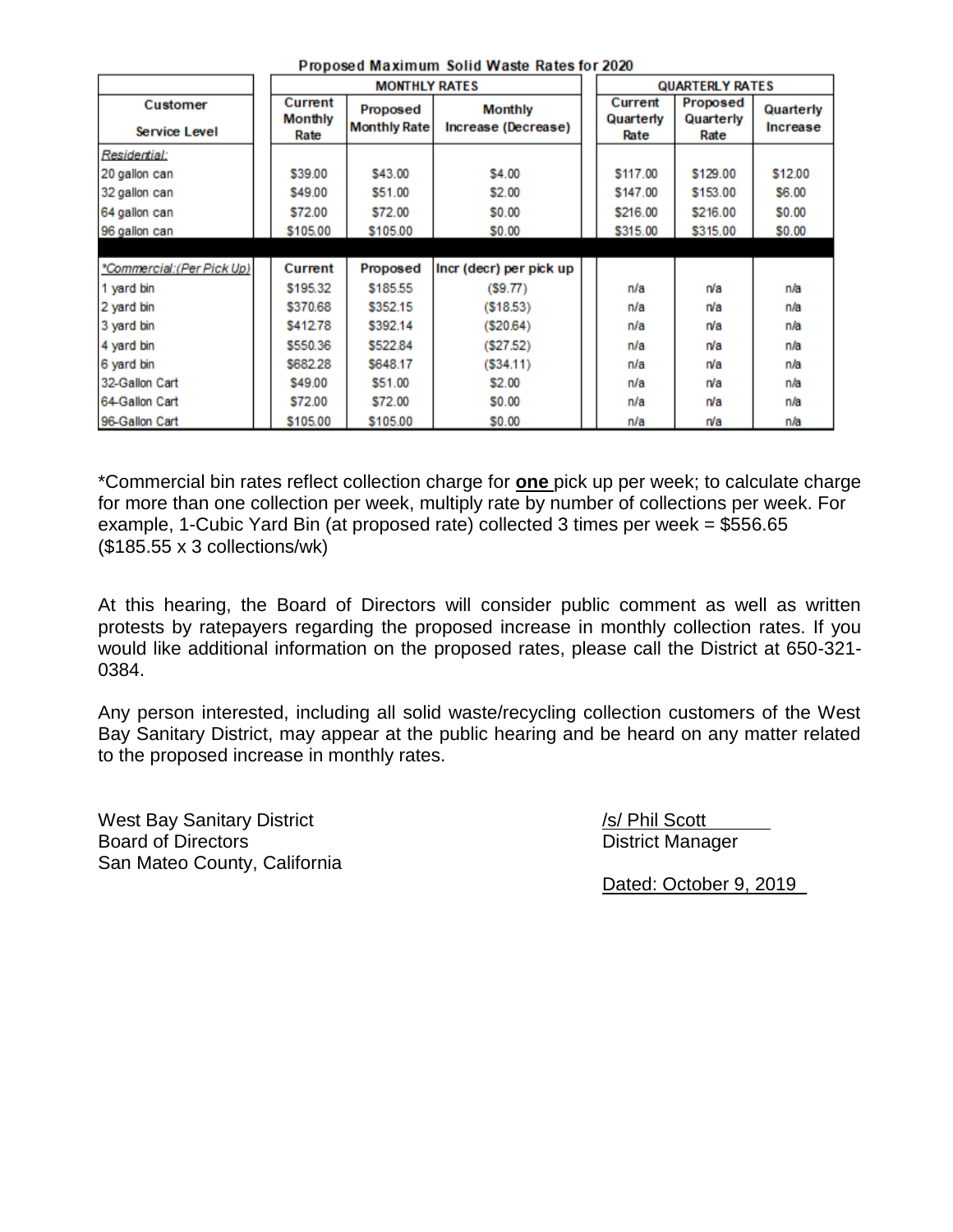**Proposed Maximum Solid Waste Rates for 2020**

| | MONTHLY RATES | | | QUARTERLY RATES | | |
|---|---|---|---|---|---|---|
| Customer Service Level | Current Monthly Rate | Proposed Monthly Rate | Monthly Increase (Decrease) | Current Quarterly Rate | Proposed Quarterly Rate | Quarterly Increase |
| *Residential:* | | | | | | |
| 20 gallon can | $39.00 | $43.00 | $4.00 | $117.00 | $129.00 | $12.00 |
| 32 gallon can | $49.00 | $51.00 | $2.00 | $147.00 | $153.00 | $6.00 |
| 64 gallon can | $72.00 | $72.00 | $0.00 | $216.00 | $216.00 | $0.00 |
| 96 gallon can | $105.00 | $105.00 | $0.00 | $315.00 | $315.00 | $0.00 |
| | | | | | | |
| *\*Commercial:(Per Pick Up)* | **Current** | **Proposed** | **Incr (decr) per pick up** | | | |
| 1 yard bin | $195.32 | $185.55 | ($9.77) | n/a | n/a | n/a |
| 2 yard bin | $370.68 | $352.15 | ($18.53) | n/a | n/a | n/a |
| 3 yard bin | $412.78 | $392.14 | ($20.64) | n/a | n/a | n/a |
| 4 yard bin | $550.36 | $522.84 | ($27.52) | n/a | n/a | n/a |
| 6 yard bin | $682.28 | $648.17 | ($34.11) | n/a | n/a | n/a |
| 32-Gallon Cart | $49.00 | $51.00 | $2.00 | n/a | n/a | n/a |
| 64-Gallon Cart | $72.00 | $72.00 | $0.00 | n/a | n/a | n/a |
| 96-Gallon Cart | $105.00 | $105.00 | $0.00 | n/a | n/a | n/a |

*Commercial bin rates reflect collection charge for **one** pick up per week; to calculate charge for more than one collection per week, multiply rate by number of collections per week. For example, 1-Cubic Yard Bin (at proposed rate) collected 3 times per week = $556.65 ($185.55 x 3 collections/wk)

At this hearing, the Board of Directors will consider public comment as well as written protests by ratepayers regarding the proposed increase in monthly collection rates. If you would like additional information on the proposed rates, please call the District at 650-321-0384.

Any person interested, including all solid waste/recycling collection customers of the West Bay Sanitary District, may appear at the public hearing and be heard on any matter related to the proposed increase in monthly rates.

West Bay Sanitary District
Board of Directors
San Mateo County, California

/s/ Phil Scott
District Manager

Dated: October 9, 2019